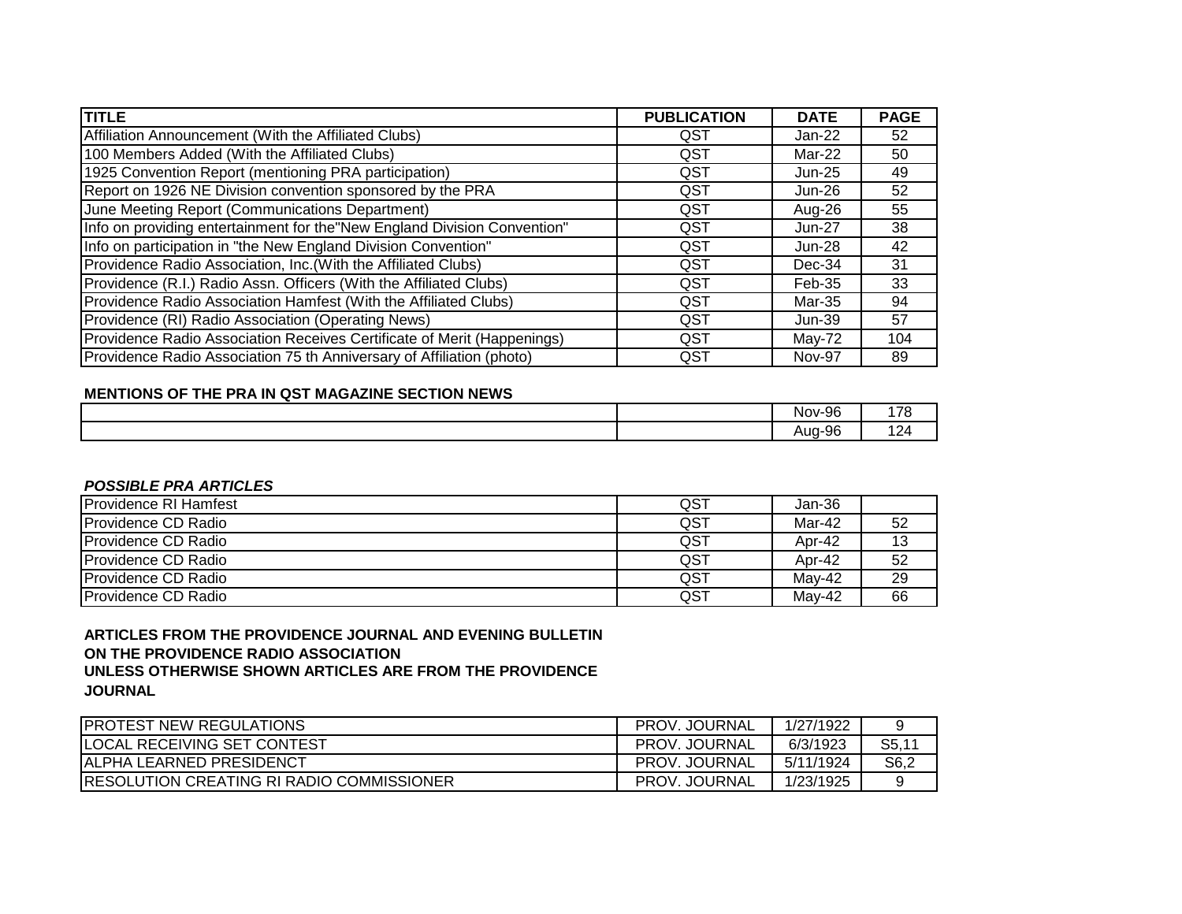| TITLE | PUBLICATION | DATE | PAGE |
|---|---|---|---|
| Affiliation Announcement (With the Affiliated Clubs) | QST | Jan-22 | 52 |
| 100 Members Added (With the Affiliated Clubs) | QST | Mar-22 | 50 |
| 1925 Convention Report (mentioning PRA participation) | QST | Jun-25 | 49 |
| Report on 1926 NE Division convention sponsored by the PRA | QST | Jun-26 | 52 |
| June Meeting Report (Communications Department) | QST | Aug-26 | 55 |
| Info on providing entertainment for the"New England Division Convention" | QST | Jun-27 | 38 |
| Info on participation in "the New England Division Convention" | QST | Jun-28 | 42 |
| Providence Radio Association, Inc.(With the Affiliated Clubs) | QST | Dec-34 | 31 |
| Providence (R.I.) Radio Assn. Officers (With the Affiliated Clubs) | QST | Feb-35 | 33 |
| Providence Radio Association Hamfest (With the Affiliated Clubs) | QST | Mar-35 | 94 |
| Providence (RI) Radio Association (Operating News) | QST | Jun-39 | 57 |
| Providence Radio Association Receives Certificate of Merit (Happenings) | QST | May-72 | 104 |
| Providence Radio Association 75 th Anniversary of Affiliation (photo) | QST | Nov-97 | 89 |

**MENTIONS OF THE PRA IN QST MAGAZINE SECTION NEWS**

| | | | |
|---|---|---|---|
| | | Nov-96 | 178 |
| | | Aug-96 | 124 |

***POSSIBLE PRA ARTICLES***

| | | | |
|---|---|---|---|
| Providence RI Hamfest | QST | Jan-36 | |
| Providence CD Radio | QST | Mar-42 | 52 |
| Providence CD Radio | QST | Apr-42 | 13 |
| Providence CD Radio | QST | Apr-42 | 52 |
| Providence CD Radio | QST | May-42 | 29 |
| Providence CD Radio | QST | May-42 | 66 |

**ARTICLES FROM THE PROVIDENCE JOURNAL AND EVENING BULLETIN ON THE PROVIDENCE RADIO ASSOCIATION**
**UNLESS OTHERWISE SHOWN ARTICLES ARE FROM THE PROVIDENCE JOURNAL**

| | | | |
|---|---|---|---|
| PROTEST NEW REGULATIONS | PROV. JOURNAL | 1/27/1922 | 9 |
| LOCAL RECEIVING SET CONTEST | PROV. JOURNAL | 6/3/1923 | S5,11 |
| ALPHA LEARNED PRESIDENCT | PROV. JOURNAL | 5/11/1924 | S6,2 |
| RESOLUTION CREATING RI RADIO COMMISSIONER | PROV. JOURNAL | 1/23/1925 | 9 |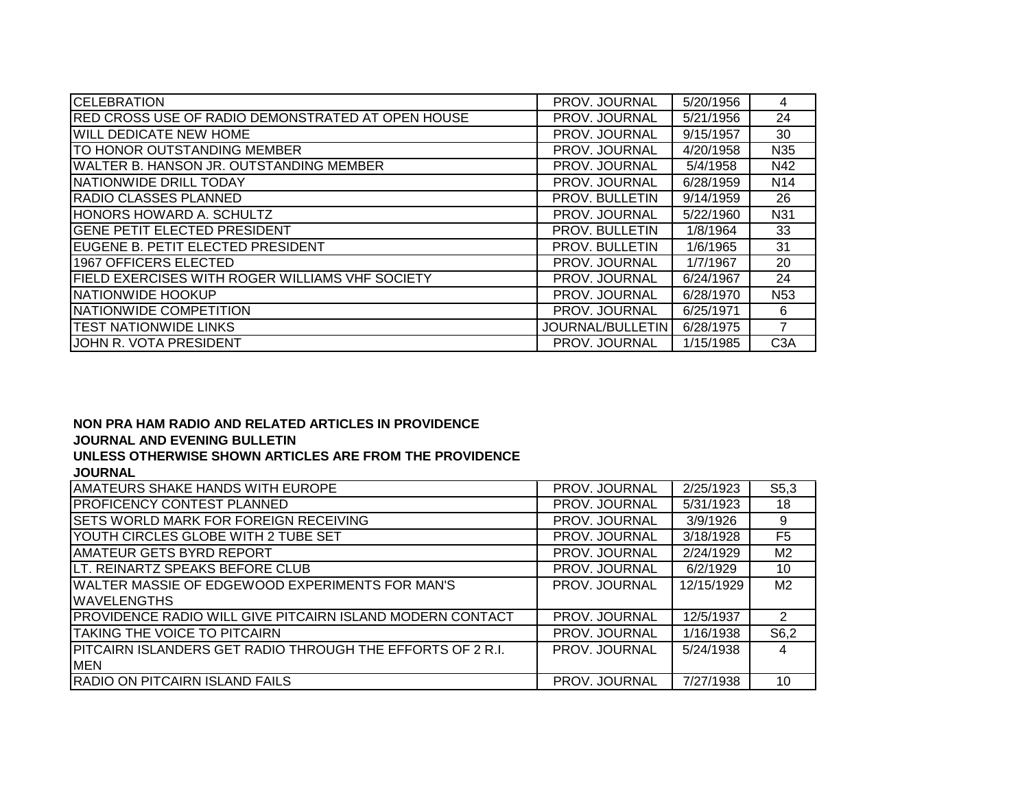| | | | |
|---|---|---|---|
| CELEBRATION | PROV. JOURNAL | 5/20/1956 | 4 |
| RED CROSS USE OF RADIO DEMONSTRATED AT OPEN HOUSE | PROV. JOURNAL | 5/21/1956 | 24 |
| WILL DEDICATE NEW HOME | PROV. JOURNAL | 9/15/1957 | 30 |
| TO HONOR OUTSTANDING MEMBER | PROV. JOURNAL | 4/20/1958 | N35 |
| WALTER B. HANSON JR. OUTSTANDING MEMBER | PROV. JOURNAL | 5/4/1958 | N42 |
| NATIONWIDE DRILL TODAY | PROV. JOURNAL | 6/28/1959 | N14 |
| RADIO CLASSES PLANNED | PROV. BULLETIN | 9/14/1959 | 26 |
| HONORS HOWARD A. SCHULTZ | PROV. JOURNAL | 5/22/1960 | N31 |
| GENE PETIT ELECTED PRESIDENT | PROV. BULLETIN | 1/8/1964 | 33 |
| EUGENE B. PETIT ELECTED PRESIDENT | PROV. BULLETIN | 1/6/1965 | 31 |
| 1967 OFFICERS ELECTED | PROV. JOURNAL | 1/7/1967 | 20 |
| FIELD EXERCISES WITH ROGER WILLIAMS VHF SOCIETY | PROV. JOURNAL | 6/24/1967 | 24 |
| NATIONWIDE HOOKUP | PROV. JOURNAL | 6/28/1970 | N53 |
| NATIONWIDE COMPETITION | PROV. JOURNAL | 6/25/1971 | 6 |
| TEST NATIONWIDE LINKS | JOURNAL/BULLETIN | 6/28/1975 | 7 |
| JOHN R. VOTA PRESIDENT | PROV. JOURNAL | 1/15/1985 | C3A |

**NON PRA HAM RADIO AND RELATED ARTICLES IN PROVIDENCE JOURNAL AND EVENING BULLETIN**
**UNLESS OTHERWISE SHOWN ARTICLES ARE FROM THE PROVIDENCE JOURNAL**

| | | | |
|---|---|---|---|
| AMATEURS SHAKE HANDS WITH EUROPE | PROV. JOURNAL | 2/25/1923 | S5,3 |
| PROFICENCY CONTEST PLANNED | PROV. JOURNAL | 5/31/1923 | 18 |
| SETS WORLD MARK FOR FOREIGN RECEIVING | PROV. JOURNAL | 3/9/1926 | 9 |
| YOUTH CIRCLES GLOBE WITH 2 TUBE SET | PROV. JOURNAL | 3/18/1928 | F5 |
| AMATEUR GETS BYRD REPORT | PROV. JOURNAL | 2/24/1929 | M2 |
| LT. REINARTZ SPEAKS BEFORE CLUB | PROV. JOURNAL | 6/2/1929 | 10 |
| WALTER MASSIE OF EDGEWOOD EXPERIMENTS FOR MAN'S WAVELENGTHS | PROV. JOURNAL | 12/15/1929 | M2 |
| PROVIDENCE RADIO WILL GIVE PITCAIRN ISLAND MODERN CONTACT | PROV. JOURNAL | 12/5/1937 | 2 |
| TAKING THE VOICE TO PITCAIRN | PROV. JOURNAL | 1/16/1938 | S6,2 |
| PITCAIRN ISLANDERS GET RADIO THROUGH THE EFFORTS OF 2 R.I. MEN | PROV. JOURNAL | 5/24/1938 | 4 |
| RADIO ON PITCAIRN ISLAND FAILS | PROV. JOURNAL | 7/27/1938 | 10 |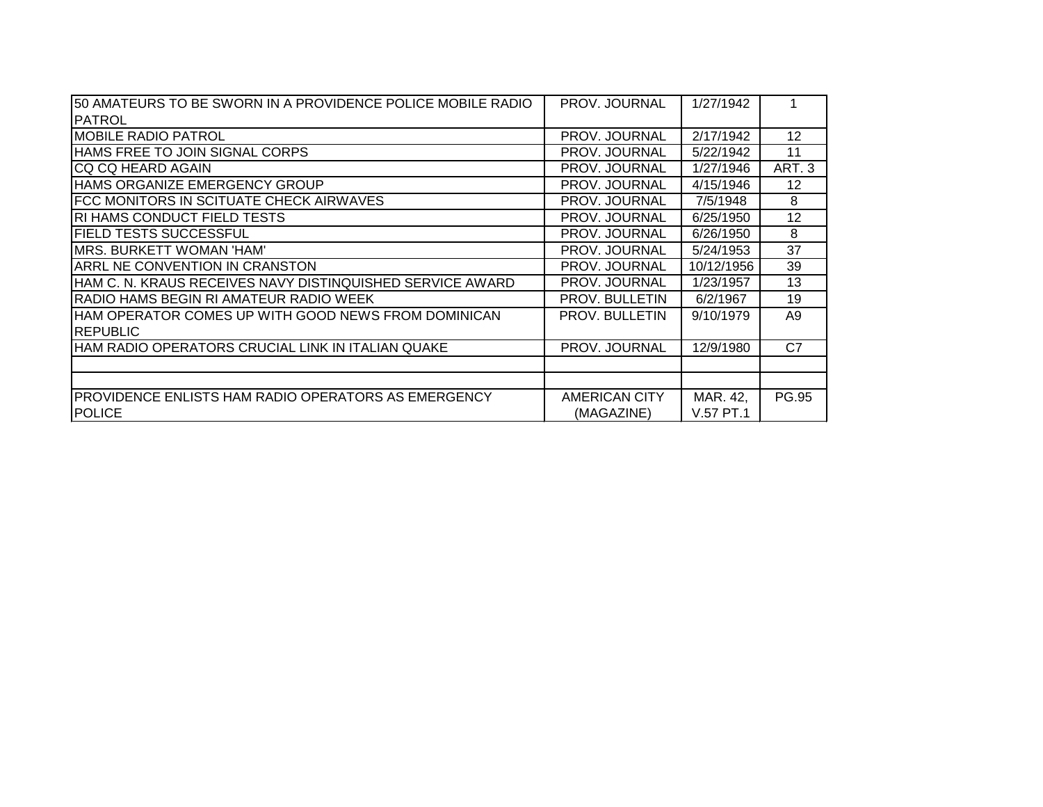| | | | |
|---|---|---|---|
| 50 AMATEURS TO BE SWORN IN A PROVIDENCE POLICE MOBILE RADIO PATROL | PROV. JOURNAL | 1/27/1942 | 1 |
| MOBILE RADIO PATROL | PROV. JOURNAL | 2/17/1942 | 12 |
| HAMS FREE TO JOIN SIGNAL CORPS | PROV. JOURNAL | 5/22/1942 | 11 |
| CQ CQ HEARD AGAIN | PROV. JOURNAL | 1/27/1946 | ART. 3 |
| HAMS ORGANIZE EMERGENCY GROUP | PROV. JOURNAL | 4/15/1946 | 12 |
| FCC MONITORS IN SCITUATE CHECK AIRWAVES | PROV. JOURNAL | 7/5/1948 | 8 |
| RI HAMS CONDUCT FIELD TESTS | PROV. JOURNAL | 6/25/1950 | 12 |
| FIELD TESTS SUCCESSFUL | PROV. JOURNAL | 6/26/1950 | 8 |
| MRS. BURKETT WOMAN 'HAM' | PROV. JOURNAL | 5/24/1953 | 37 |
| ARRL NE CONVENTION IN CRANSTON | PROV. JOURNAL | 10/12/1956 | 39 |
| HAM C. N. KRAUS RECEIVES NAVY DISTINQUISHED SERVICE AWARD | PROV. JOURNAL | 1/23/1957 | 13 |
| RADIO HAMS BEGIN RI AMATEUR RADIO WEEK | PROV. BULLETIN | 6/2/1967 | 19 |
| HAM OPERATOR COMES UP WITH GOOD NEWS FROM DOMINICAN REPUBLIC | PROV. BULLETIN | 9/10/1979 | A9 |
| HAM RADIO OPERATORS CRUCIAL LINK IN ITALIAN QUAKE | PROV. JOURNAL | 12/9/1980 | C7 |
| | | | |
| | | | |
| PROVIDENCE ENLISTS HAM RADIO OPERATORS AS EMERGENCY POLICE | AMERICAN CITY (MAGAZINE) | MAR. 42, V.57 PT.1 | PG.95 |